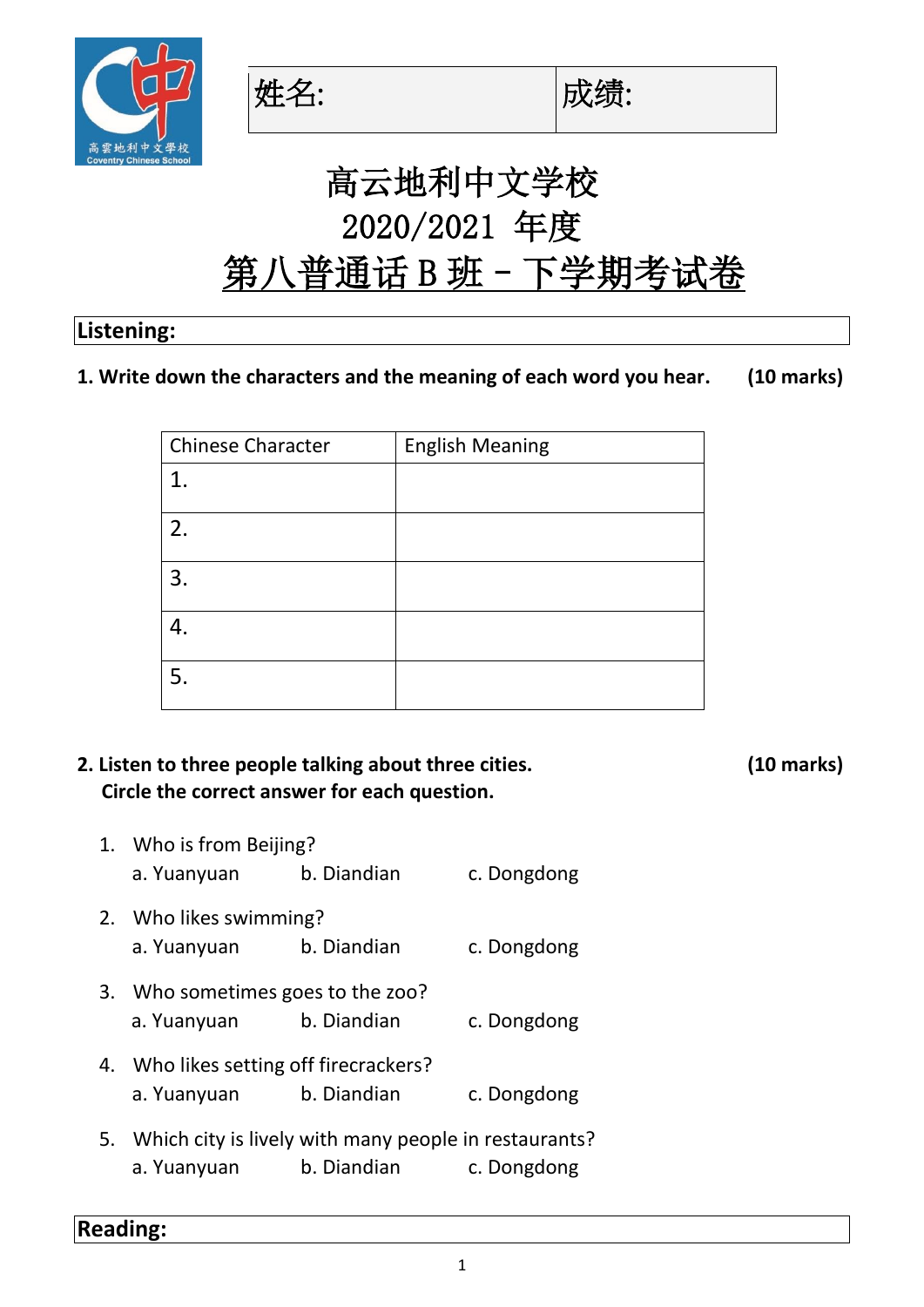| 姓名: | 成绩: |
| --- | --- |

# 高云地利中文学校
# 2020/2021 年度
# 第八普通话 B 班 - 下学期考试卷

## Listening:

**1. Write down the characters and the meaning of each word you hear. (10 marks)**

| Chinese Character | English Meaning |
| --- | --- |
| 1. | |
| 2. | |
| 3. | |
| 4. | |
| 5. | |

**2. Listen to three people talking about three cities. (10 marks)**
**Circle the correct answer for each question.**

1. Who is from Beijing?
   a. Yuanyuan　　b. Diandian　　c. Dongdong
2. Who likes swimming?
   a. Yuanyuan　　b. Diandian　　c. Dongdong
3. Who sometimes goes to the zoo?
   a. Yuanyuan　　b. Diandian　　c. Dongdong
4. Who likes setting off firecrackers?
   a. Yuanyuan　　b. Diandian　　c. Dongdong
5. Which city is lively with many people in restaurants?
   a. Yuanyuan　　b. Diandian　　c. Dongdong

## Reading: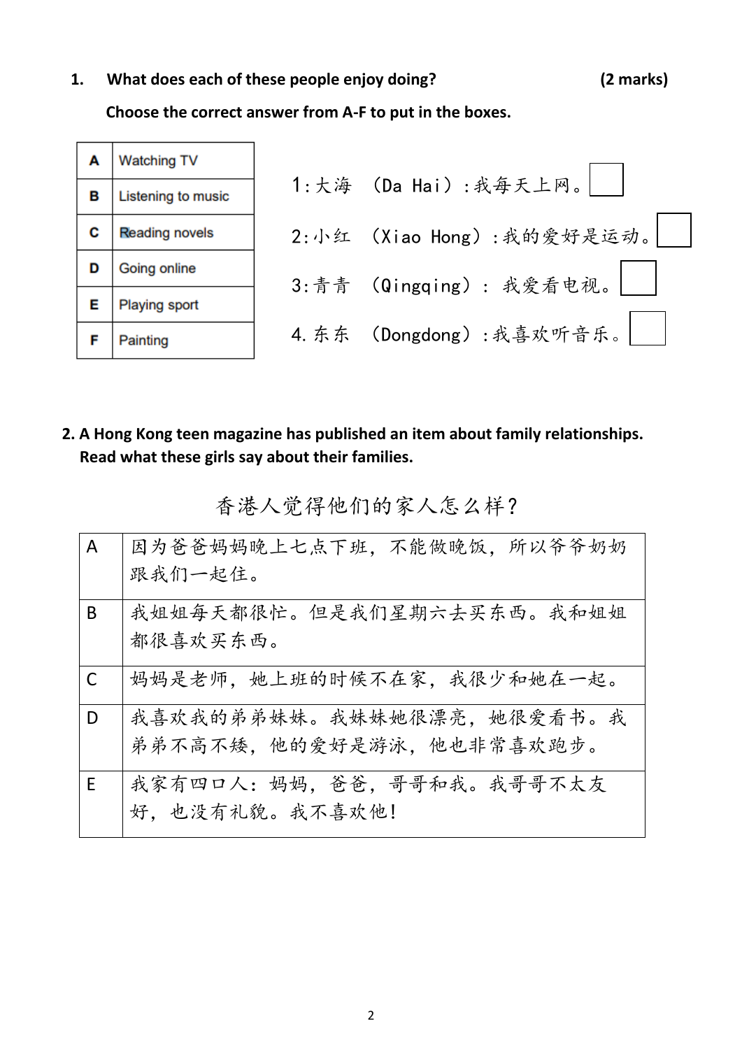1. **What does each of these people enjoy doing?** **(2 marks)**

**Choose the correct answer from A-F to put in the boxes.**

| | |
|---|---|
| A | Watching TV |
| B | Listening to music |
| C | Reading novels |
| D | Going online |
| E | Playing sport |
| F | Painting |

1:大海 （Da Hai）:我每天上网。☐

2:小红 （Xiao Hong）:我的爱好是运动。☐

3:青青 （Qingqing）: 我爱看电视。☐

4. 东东 （Dongdong）:我喜欢听音乐。☐

**2. A Hong Kong teen magazine has published an item about family relationships. Read what these girls say about their families.**

香港人觉得他们的家人怎么样?

| | |
|---|---|
| A | 因为爸爸妈妈晚上七点下班，不能做晚饭，所以爷爷奶奶跟我们一起住。 |
| B | 我姐姐每天都很忙。但是我们星期六去买东西。我和姐姐都很喜欢买东西。 |
| C | 妈妈是老师，她上班的时候不在家，我很少和她在一起。 |
| D | 我喜欢我的弟弟妹妹。我妹妹她很漂亮，她很爱看书。我弟弟不高不矮，他的爱好是游泳，他也非常喜欢跑步。 |
| E | 我家有四口人：妈妈，爸爸，哥哥和我。我哥哥不太友好，也没有礼貌。我不喜欢他！ |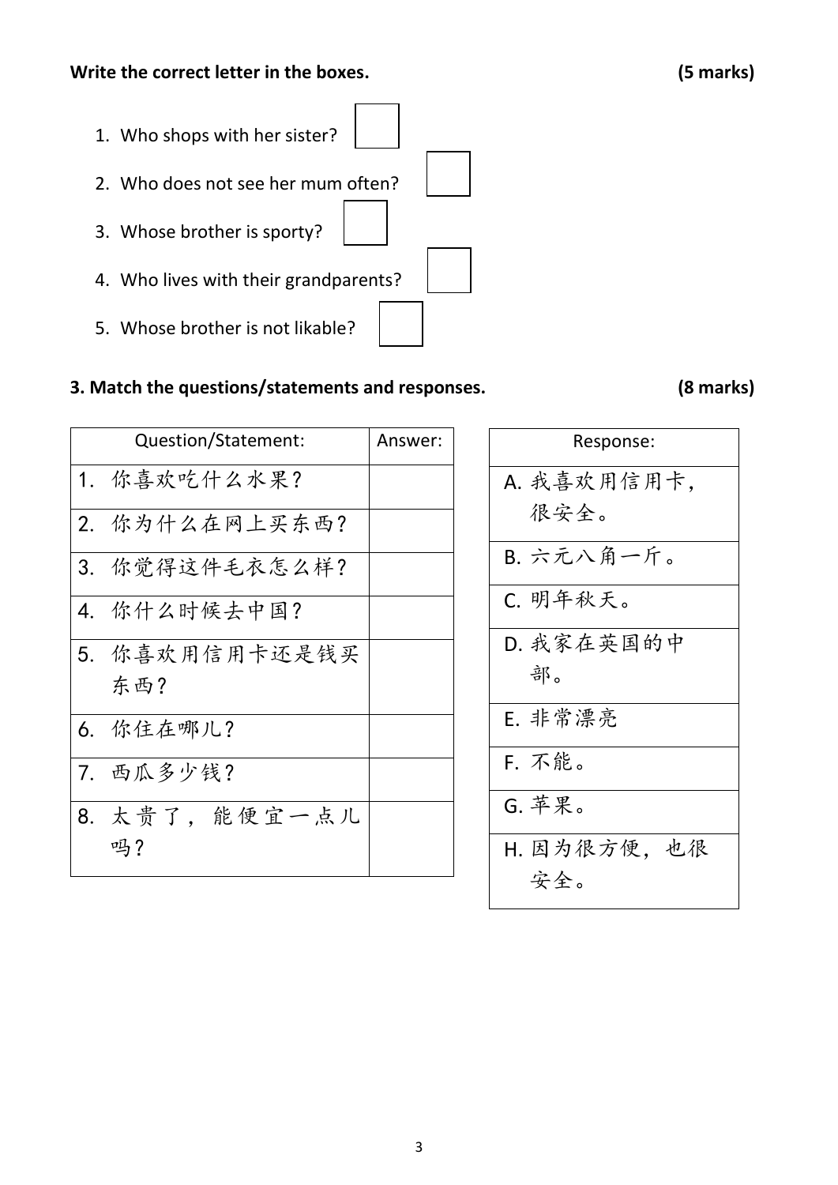**Write the correct letter in the boxes.** **(5 marks)**

1. Who shops with her sister? ☐
2. Who does not see her mum often? ☐
3. Whose brother is sporty? ☐
4. Who lives with their grandparents? ☐
5. Whose brother is not likable? ☐

## 3. Match the questions/statements and responses. (8 marks)

| Question/Statement: | Answer: |
|---|---|
| 1. 你喜欢吃什么水果? | |
| 2. 你为什么在网上买东西? | |
| 3. 你觉得这件毛衣怎么样? | |
| 4. 你什么时候去中国? | |
| 5. 你喜欢用信用卡还是钱买东西? | |
| 6. 你住在哪儿? | |
| 7. 西瓜多少钱? | |
| 8. 太贵了，能便宜一点儿吗? | |

| Response: |
|---|
| A. 我喜欢用信用卡，很安全。 |
| B. 六元八角一斤。 |
| C. 明年秋天。 |
| D. 我家在英国的中部。 |
| E. 非常漂亮 |
| F. 不能。 |
| G. 苹果。 |
| H. 因为很方便，也很安全。 |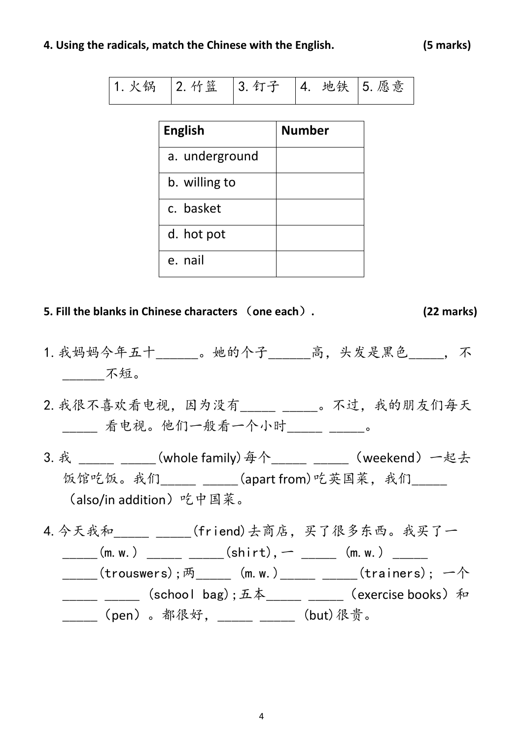**4. Using the radicals, match the Chinese with the English. (5 marks)**

| 1. 火锅 | 2. 竹篮 | 3. 钉子 | 4. 地铁 | 5. 愿意 |
|---|---|---|---|---|

| English | Number |
|---|---|
| a. underground | |
| b. willing to | |
| c. basket | |
| d. hot pot | |
| e. nail | |

**5. Fill the blanks in Chinese characters （one each）. (22 marks)**

1. 我妈妈今年五十______。她的个子______高，头发是黑色_____，不______不短。

2. 我很不喜欢看电视，因为没有_____ _____。不过，我的朋友们每天_____ 看电视。他们一般看一个小时_____ _____。

3. 我 _____ _____(whole family)每个_____ _____（weekend）一起去饭馆吃饭。我们_____ _____(apart from)吃英国菜，我们_____（also/in addition）吃中国菜。

4. 今天我和_____ _____(friend)去商店，买了很多东西。我买了一_____(m.w.) _____ _____(shirt)，一 _____ (m.w.) _____ _____(trouswers)；两_____ (m.w.)_____ _____(trainers)；一个_____ _____ (school bag)；五本_____ _____（exercise books）和_____（pen）。都很好，_____ _____ (but)很贵。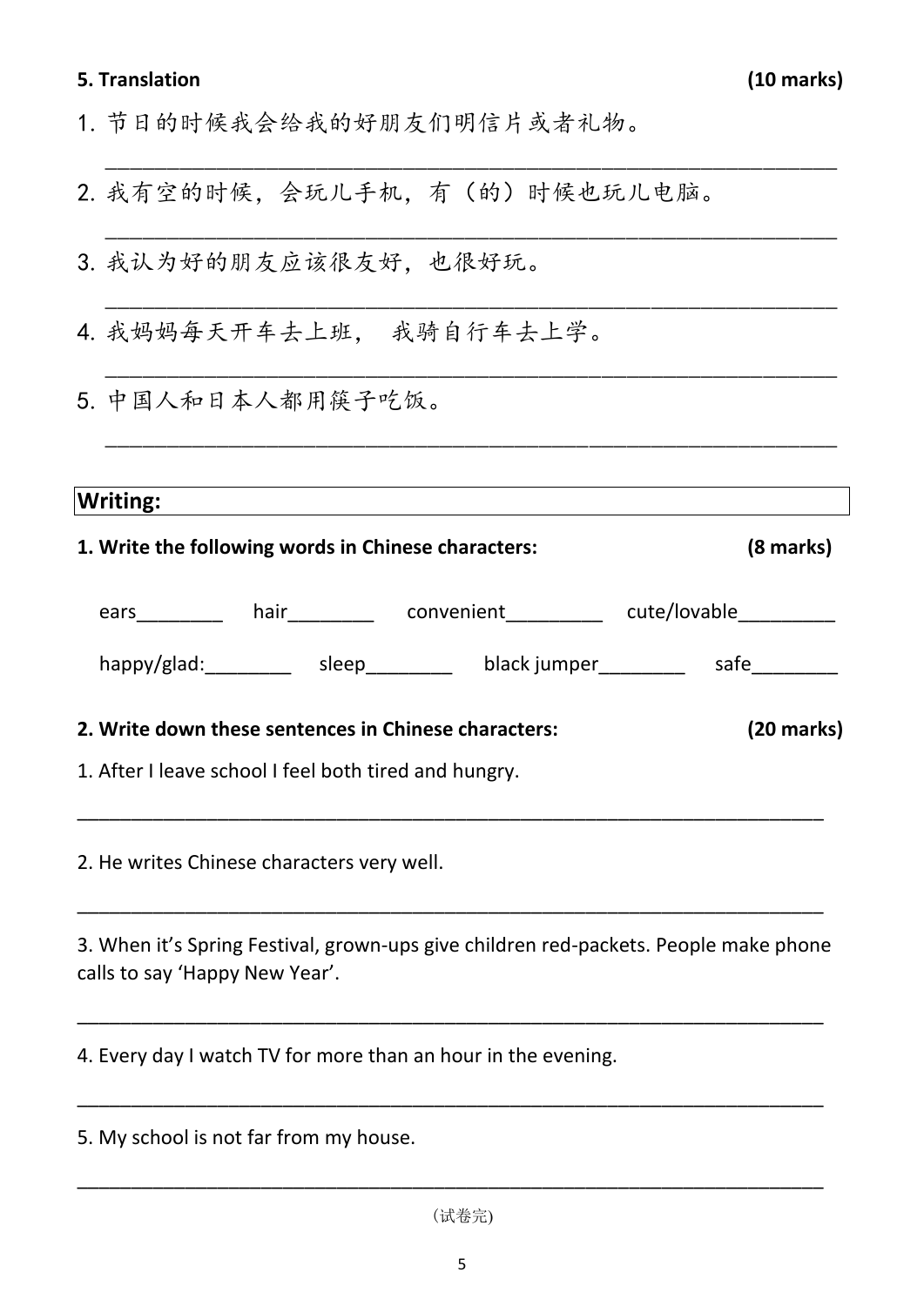**5. Translation** **(10 marks)**

1. 节日的时候我会给我的好朋友们明信片或者礼物。

______________________________________________________________

2. 我有空的时候，会玩儿手机，有（的）时候也玩儿电脑。

______________________________________________________________

3. 我认为好的朋友应该很友好，也很好玩。

______________________________________________________________

4. 我妈妈每天开车去上班， 我骑自行车去上学。

______________________________________________________________

5. 中国人和日本人都用筷子吃饭。

______________________________________________________________

## Writing:

**1. Write the following words in Chinese characters:** **(8 marks)**

ears________ hair________ convenient_________ cute/lovable_________

happy/glad:________ sleep________ black jumper________ safe________

**2. Write down these sentences in Chinese characters:** **(20 marks)**

1. After I leave school I feel both tired and hungry.

______________________________________________________________

2. He writes Chinese characters very well.

______________________________________________________________

3. When it's Spring Festival, grown-ups give children red-packets. People make phone calls to say 'Happy New Year'.

______________________________________________________________

4. Every day I watch TV for more than an hour in the evening.

______________________________________________________________

5. My school is not far from my house.

______________________________________________________________

（试卷完）